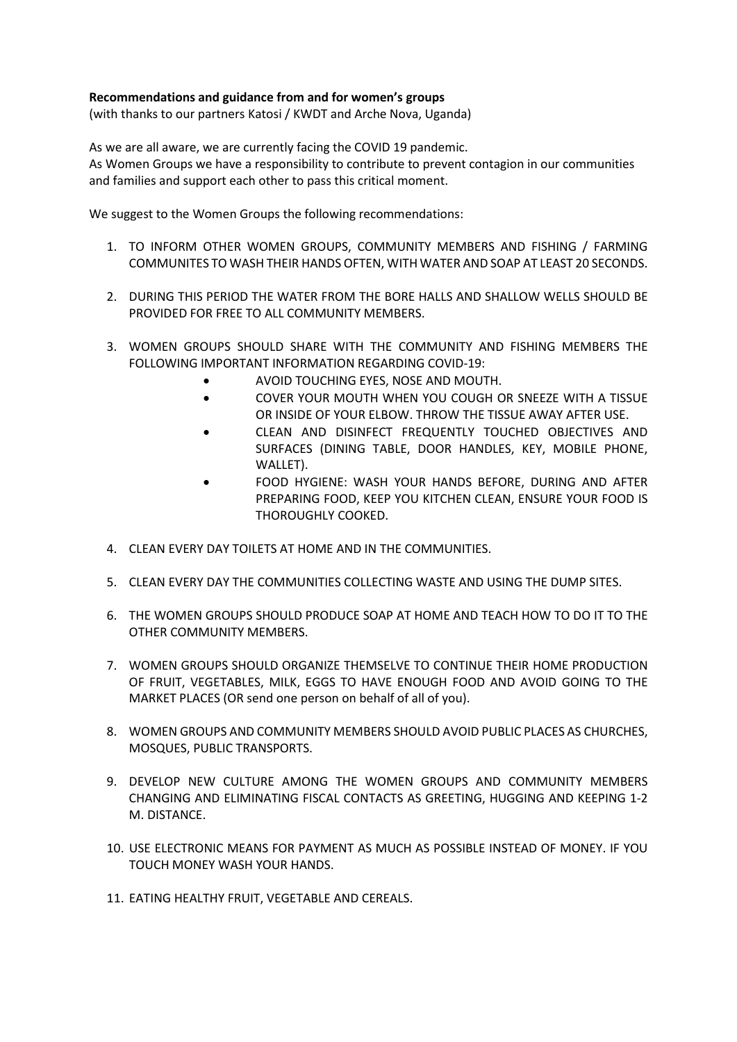**Recommendations and guidance from and for women's groups**
(with thanks to our partners Katosi / KWDT and Arche Nova, Uganda)

As we are all aware, we are currently facing the COVID 19 pandemic.
As Women Groups we have a responsibility to contribute to prevent contagion in our communities and families and support each other to pass this critical moment.

We suggest to the Women Groups the following recommendations:

1. TO INFORM OTHER WOMEN GROUPS, COMMUNITY MEMBERS AND FISHING / FARMING COMMUNITES TO WASH THEIR HANDS OFTEN, WITH WATER AND SOAP AT LEAST 20 SECONDS.

2. DURING THIS PERIOD THE WATER FROM THE BORE HALLS AND SHALLOW WELLS SHOULD BE PROVIDED FOR FREE TO ALL COMMUNITY MEMBERS.

3. WOMEN GROUPS SHOULD SHARE WITH THE COMMUNITY AND FISHING MEMBERS THE FOLLOWING IMPORTANT INFORMATION REGARDING COVID-19:
   - AVOID TOUCHING EYES, NOSE AND MOUTH.
   - COVER YOUR MOUTH WHEN YOU COUGH OR SNEEZE WITH A TISSUE OR INSIDE OF YOUR ELBOW. THROW THE TISSUE AWAY AFTER USE.
   - CLEAN AND DISINFECT FREQUENTLY TOUCHED OBJECTIVES AND SURFACES (DINING TABLE, DOOR HANDLES, KEY, MOBILE PHONE, WALLET).
   - FOOD HYGIENE: WASH YOUR HANDS BEFORE, DURING AND AFTER PREPARING FOOD, KEEP YOU KITCHEN CLEAN, ENSURE YOUR FOOD IS THOROUGHLY COOKED.

4. CLEAN EVERY DAY TOILETS AT HOME AND IN THE COMMUNITIES.

5. CLEAN EVERY DAY THE COMMUNITIES COLLECTING WASTE AND USING THE DUMP SITES.

6. THE WOMEN GROUPS SHOULD PRODUCE SOAP AT HOME AND TEACH HOW TO DO IT TO THE OTHER COMMUNITY MEMBERS.

7. WOMEN GROUPS SHOULD ORGANIZE THEMSELVE TO CONTINUE THEIR HOME PRODUCTION OF FRUIT, VEGETABLES, MILK, EGGS TO HAVE ENOUGH FOOD AND AVOID GOING TO THE MARKET PLACES (OR send one person on behalf of all of you).

8. WOMEN GROUPS AND COMMUNITY MEMBERS SHOULD AVOID PUBLIC PLACES AS CHURCHES, MOSQUES, PUBLIC TRANSPORTS.

9. DEVELOP NEW CULTURE AMONG THE WOMEN GROUPS AND COMMUNITY MEMBERS CHANGING AND ELIMINATING FISCAL CONTACTS AS GREETING, HUGGING AND KEEPING 1-2 M. DISTANCE.

10. USE ELECTRONIC MEANS FOR PAYMENT AS MUCH AS POSSIBLE INSTEAD OF MONEY. IF YOU TOUCH MONEY WASH YOUR HANDS.

11. EATING HEALTHY FRUIT, VEGETABLE AND CEREALS.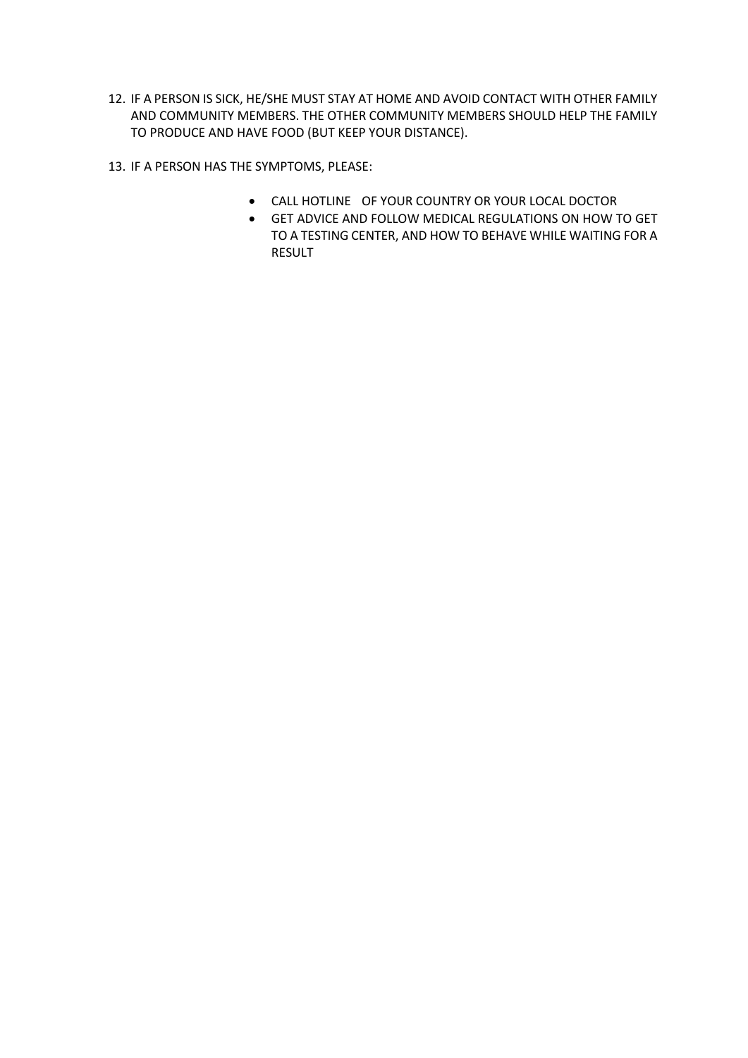12. IF A PERSON IS SICK, HE/SHE MUST STAY AT HOME AND AVOID CONTACT WITH OTHER FAMILY AND COMMUNITY MEMBERS. THE OTHER COMMUNITY MEMBERS SHOULD HELP THE FAMILY TO PRODUCE AND HAVE FOOD (BUT KEEP YOUR DISTANCE).

13. IF A PERSON HAS THE SYMPTOMS, PLEASE:

    - CALL HOTLINE OF YOUR COUNTRY OR YOUR LOCAL DOCTOR
    - GET ADVICE AND FOLLOW MEDICAL REGULATIONS ON HOW TO GET TO A TESTING CENTER, AND HOW TO BEHAVE WHILE WAITING FOR A RESULT